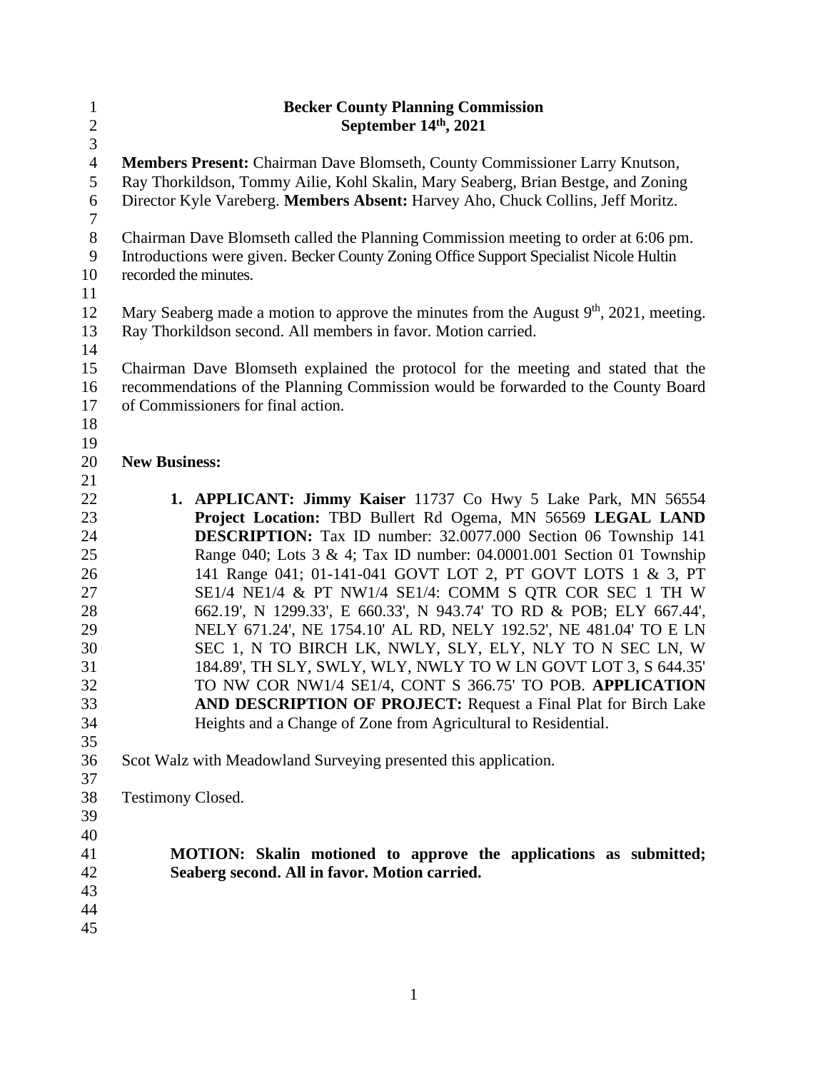# Becker County Planning Commission
## September 14th, 2021

**Members Present:** Chairman Dave Blomseth, County Commissioner Larry Knutson, Ray Thorkildson, Tommy Ailie, Kohl Skalin, Mary Seaberg, Brian Bestge, and Zoning Director Kyle Vareberg. **Members Absent:** Harvey Aho, Chuck Collins, Jeff Moritz.

Chairman Dave Blomseth called the Planning Commission meeting to order at 6:06 pm. Introductions were given. Becker County Zoning Office Support Specialist Nicole Hultin recorded the minutes.

Mary Seaberg made a motion to approve the minutes from the August 9th, 2021, meeting. Ray Thorkildson second. All members in favor. Motion carried.

Chairman Dave Blomseth explained the protocol for the meeting and stated that the recommendations of the Planning Commission would be forwarded to the County Board of Commissioners for final action.

**New Business:**

1. **APPLICANT: Jimmy Kaiser** 11737 Co Hwy 5 Lake Park, MN 56554 **Project Location:** TBD Bullert Rd Ogema, MN 56569 **LEGAL LAND DESCRIPTION:** Tax ID number: 32.0077.000 Section 06 Township 141 Range 040; Lots 3 & 4; Tax ID number: 04.0001.001 Section 01 Township 141 Range 041; 01-141-041 GOVT LOT 2, PT GOVT LOTS 1 & 3, PT SE1/4 NE1/4 & PT NW1/4 SE1/4: COMM S QTR COR SEC 1 TH W 662.19', N 1299.33', E 660.33', N 943.74' TO RD & POB; ELY 667.44', NELY 671.24', NE 1754.10' AL RD, NELY 192.52', NE 481.04' TO E LN SEC 1, N TO BIRCH LK, NWLY, SLY, ELY, NLY TO N SEC LN, W 184.89', TH SLY, SWLY, WLY, NWLY TO W LN GOVT LOT 3, S 644.35' TO NW COR NW1/4 SE1/4, CONT S 366.75' TO POB. **APPLICATION AND DESCRIPTION OF PROJECT:** Request a Final Plat for Birch Lake Heights and a Change of Zone from Agricultural to Residential.

Scot Walz with Meadowland Surveying presented this application.

Testimony Closed.

**MOTION: Skalin motioned to approve the applications as submitted; Seaberg second. All in favor. Motion carried.**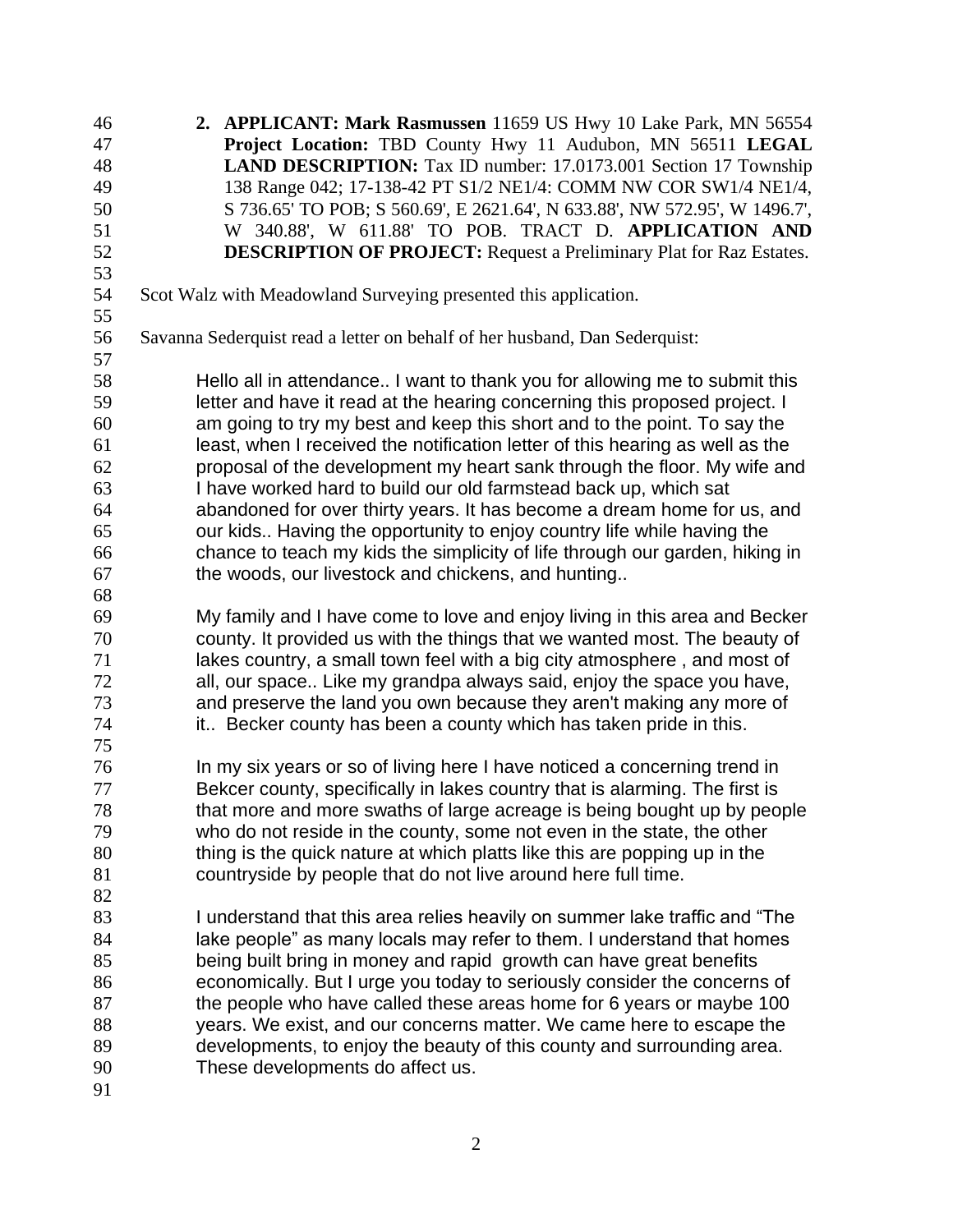2. **APPLICANT: Mark Rasmussen** 11659 US Hwy 10 Lake Park, MN 56554 **Project Location:** TBD County Hwy 11 Audubon, MN 56511 **LEGAL LAND DESCRIPTION:** Tax ID number: 17.0173.001 Section 17 Township 138 Range 042; 17-138-42 PT S1/2 NE1/4: COMM NW COR SW1/4 NE1/4, S 736.65' TO POB; S 560.69', E 2621.64', N 633.88', NW 572.95', W 1496.7', W 340.88', W 611.88' TO POB. TRACT D. **APPLICATION AND DESCRIPTION OF PROJECT:** Request a Preliminary Plat for Raz Estates.

Scot Walz with Meadowland Surveying presented this application.

Savanna Sederquist read a letter on behalf of her husband, Dan Sederquist:

> Hello all in attendance.. I want to thank you for allowing me to submit this letter and have it read at the hearing concerning this proposed project. I am going to try my best and keep this short and to the point. To say the least, when I received the notification letter of this hearing as well as the proposal of the development my heart sank through the floor. My wife and I have worked hard to build our old farmstead back up, which sat abandoned for over thirty years. It has become a dream home for us, and our kids.. Having the opportunity to enjoy country life while having the chance to teach my kids the simplicity of life through our garden, hiking in the woods, our livestock and chickens, and hunting..
>
> My family and I have come to love and enjoy living in this area and Becker county. It provided us with the things that we wanted most. The beauty of lakes country, a small town feel with a big city atmosphere , and most of all, our space.. Like my grandpa always said, enjoy the space you have, and preserve the land you own because they aren't making any more of it.. Becker county has been a county which has taken pride in this.
>
> In my six years or so of living here I have noticed a concerning trend in Bekcer county, specifically in lakes country that is alarming. The first is that more and more swaths of large acreage is being bought up by people who do not reside in the county, some not even in the state, the other thing is the quick nature at which platts like this are popping up in the countryside by people that do not live around here full time.
>
> I understand that this area relies heavily on summer lake traffic and "The lake people" as many locals may refer to them. I understand that homes being built bring in money and rapid growth can have great benefits economically. But I urge you today to seriously consider the concerns of the people who have called these areas home for 6 years or maybe 100 years. We exist, and our concerns matter. We came here to escape the developments, to enjoy the beauty of this county and surrounding area. These developments do affect us.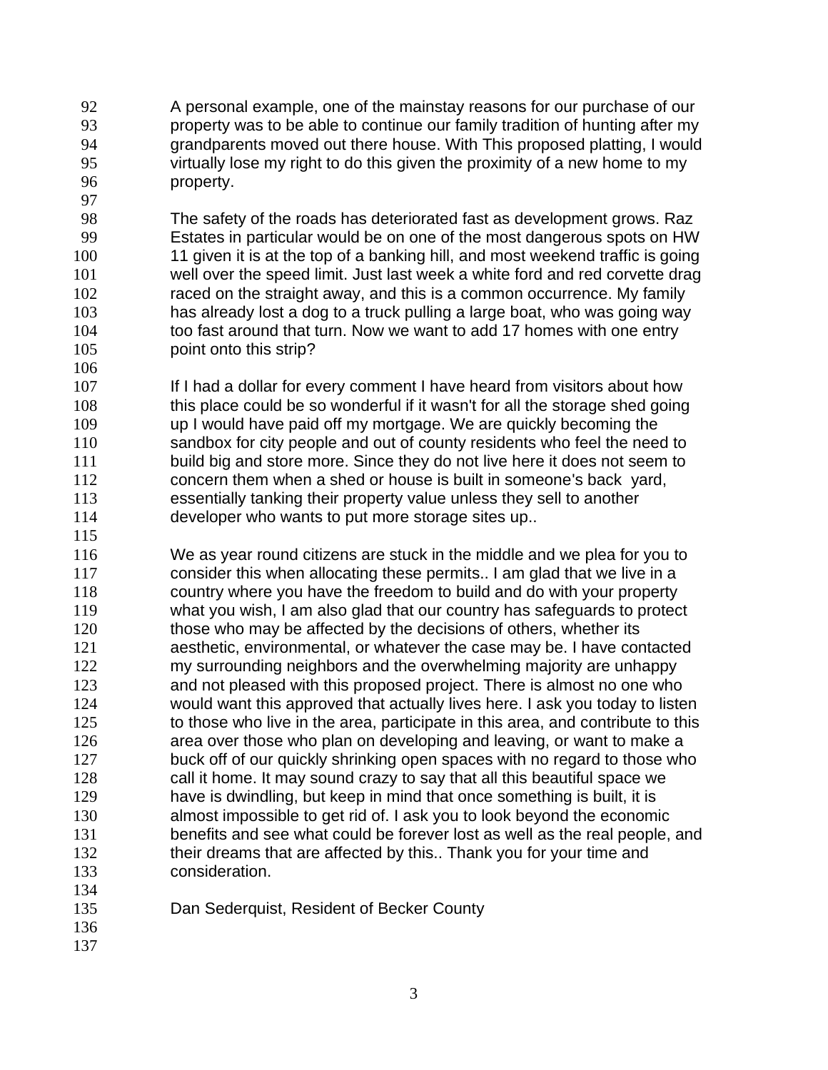A personal example, one of the mainstay reasons for our purchase of our property was to be able to continue our family tradition of hunting after my grandparents moved out there house. With This proposed platting, I would virtually lose my right to do this given the proximity of a new home to my property.

The safety of the roads has deteriorated fast as development grows. Raz Estates in particular would be on one of the most dangerous spots on HW 11 given it is at the top of a banking hill, and most weekend traffic is going well over the speed limit. Just last week a white ford and red corvette drag raced on the straight away, and this is a common occurrence. My family has already lost a dog to a truck pulling a large boat, who was going way too fast around that turn. Now we want to add 17 homes with one entry point onto this strip?

If I had a dollar for every comment I have heard from visitors about how this place could be so wonderful if it wasn't for all the storage shed going up I would have paid off my mortgage. We are quickly becoming the sandbox for city people and out of county residents who feel the need to build big and store more. Since they do not live here it does not seem to concern them when a shed or house is built in someone's back yard, essentially tanking their property value unless they sell to another developer who wants to put more storage sites up..

We as year round citizens are stuck in the middle and we plea for you to consider this when allocating these permits.. I am glad that we live in a country where you have the freedom to build and do with your property what you wish, I am also glad that our country has safeguards to protect those who may be affected by the decisions of others, whether its aesthetic, environmental, or whatever the case may be. I have contacted my surrounding neighbors and the overwhelming majority are unhappy and not pleased with this proposed project. There is almost no one who would want this approved that actually lives here. I ask you today to listen to those who live in the area, participate in this area, and contribute to this area over those who plan on developing and leaving, or want to make a buck off of our quickly shrinking open spaces with no regard to those who call it home. It may sound crazy to say that all this beautiful space we have is dwindling, but keep in mind that once something is built, it is almost impossible to get rid of. I ask you to look beyond the economic benefits and see what could be forever lost as well as the real people, and their dreams that are affected by this.. Thank you for your time and consideration.

Dan Sederquist, Resident of Becker County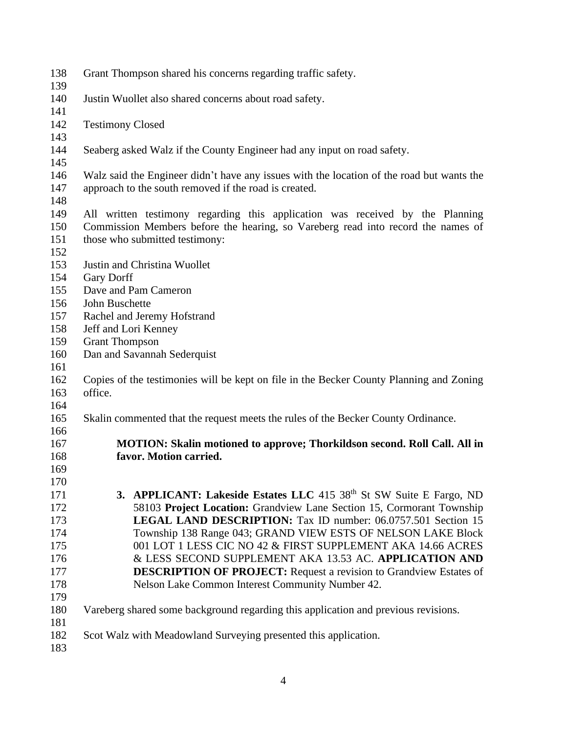Grant Thompson shared his concerns regarding traffic safety.

Justin Wuollet also shared concerns about road safety.

Testimony Closed

Seaberg asked Walz if the County Engineer had any input on road safety.

Walz said the Engineer didn't have any issues with the location of the road but wants the approach to the south removed if the road is created.

All written testimony regarding this application was received by the Planning Commission Members before the hearing, so Vareberg read into record the names of those who submitted testimony:

Justin and Christina Wuollet
Gary Dorff
Dave and Pam Cameron
John Buschette
Rachel and Jeremy Hofstrand
Jeff and Lori Kenney
Grant Thompson
Dan and Savannah Sederquist

Copies of the testimonies will be kept on file in the Becker County Planning and Zoning office.

Skalin commented that the request meets the rules of the Becker County Ordinance.

**MOTION: Skalin motioned to approve; Thorkildson second. Roll Call. All in favor. Motion carried.**

3. **APPLICANT: Lakeside Estates LLC** 415 38th St SW Suite E Fargo, ND 58103 **Project Location:** Grandview Lane Section 15, Cormorant Township **LEGAL LAND DESCRIPTION:** Tax ID number: 06.0757.501 Section 15 Township 138 Range 043; GRAND VIEW ESTS OF NELSON LAKE Block 001 LOT 1 LESS CIC NO 42 & FIRST SUPPLEMENT AKA 14.66 ACRES & LESS SECOND SUPPLEMENT AKA 13.53 AC. **APPLICATION AND DESCRIPTION OF PROJECT:** Request a revision to Grandview Estates of Nelson Lake Common Interest Community Number 42.

Vareberg shared some background regarding this application and previous revisions.

Scot Walz with Meadowland Surveying presented this application.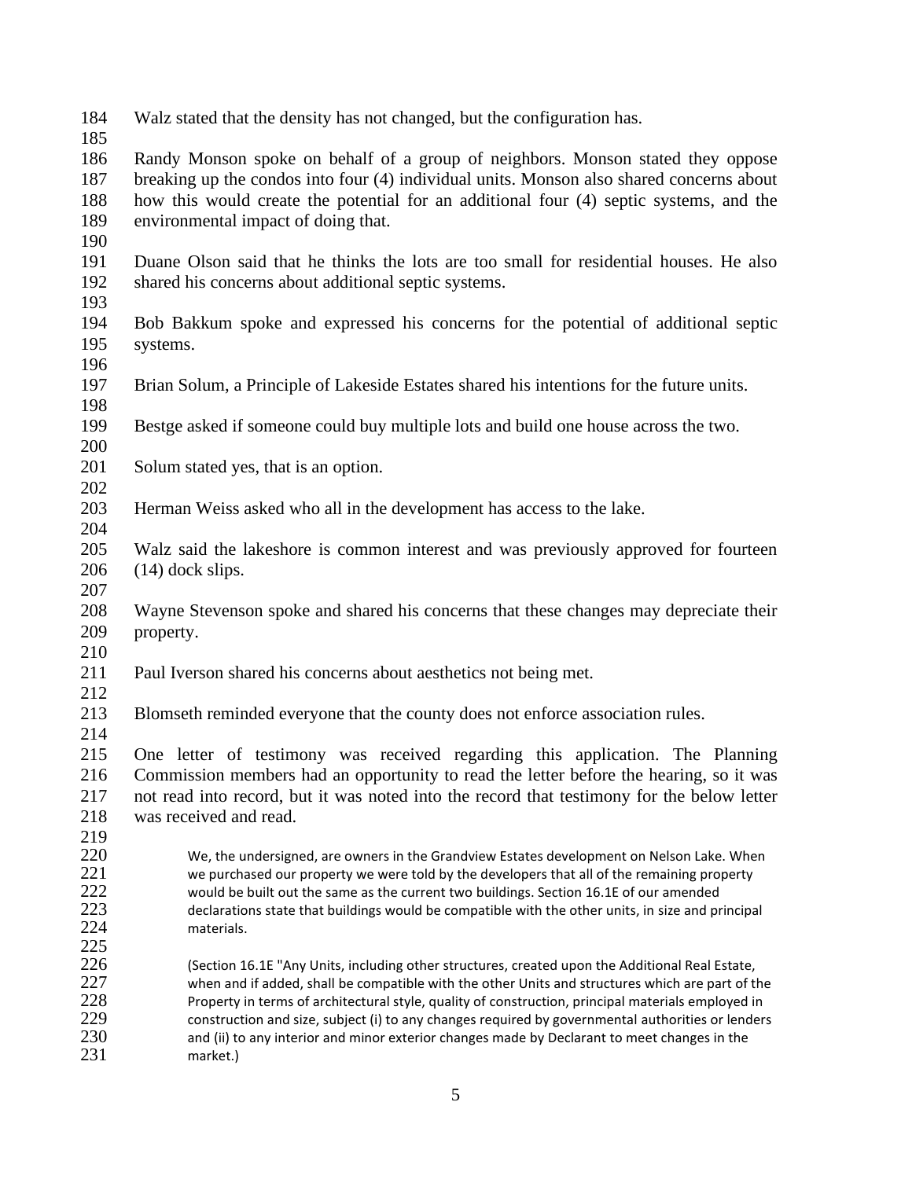Walz stated that the density has not changed, but the configuration has.

Randy Monson spoke on behalf of a group of neighbors. Monson stated they oppose breaking up the condos into four (4) individual units. Monson also shared concerns about how this would create the potential for an additional four (4) septic systems, and the environmental impact of doing that.

Duane Olson said that he thinks the lots are too small for residential houses. He also shared his concerns about additional septic systems.

Bob Bakkum spoke and expressed his concerns for the potential of additional septic systems.

Brian Solum, a Principle of Lakeside Estates shared his intentions for the future units.

Bestge asked if someone could buy multiple lots and build one house across the two.

Solum stated yes, that is an option.

Herman Weiss asked who all in the development has access to the lake.

Walz said the lakeshore is common interest and was previously approved for fourteen (14) dock slips.

Wayne Stevenson spoke and shared his concerns that these changes may depreciate their property.

Paul Iverson shared his concerns about aesthetics not being met.

Blomseth reminded everyone that the county does not enforce association rules.

One letter of testimony was received regarding this application. The Planning Commission members had an opportunity to read the letter before the hearing, so it was not read into record, but it was noted into the record that testimony for the below letter was received and read.

> We, the undersigned, are owners in the Grandview Estates development on Nelson Lake. When we purchased our property we were told by the developers that all of the remaining property would be built out the same as the current two buildings. Section 16.1E of our amended declarations state that buildings would be compatible with the other units, in size and principal materials.
>
> (Section 16.1E "Any Units, including other structures, created upon the Additional Real Estate, when and if added, shall be compatible with the other Units and structures which are part of the Property in terms of architectural style, quality of construction, principal materials employed in construction and size, subject (i) to any changes required by governmental authorities or lenders and (ii) to any interior and minor exterior changes made by Declarant to meet changes in the market.)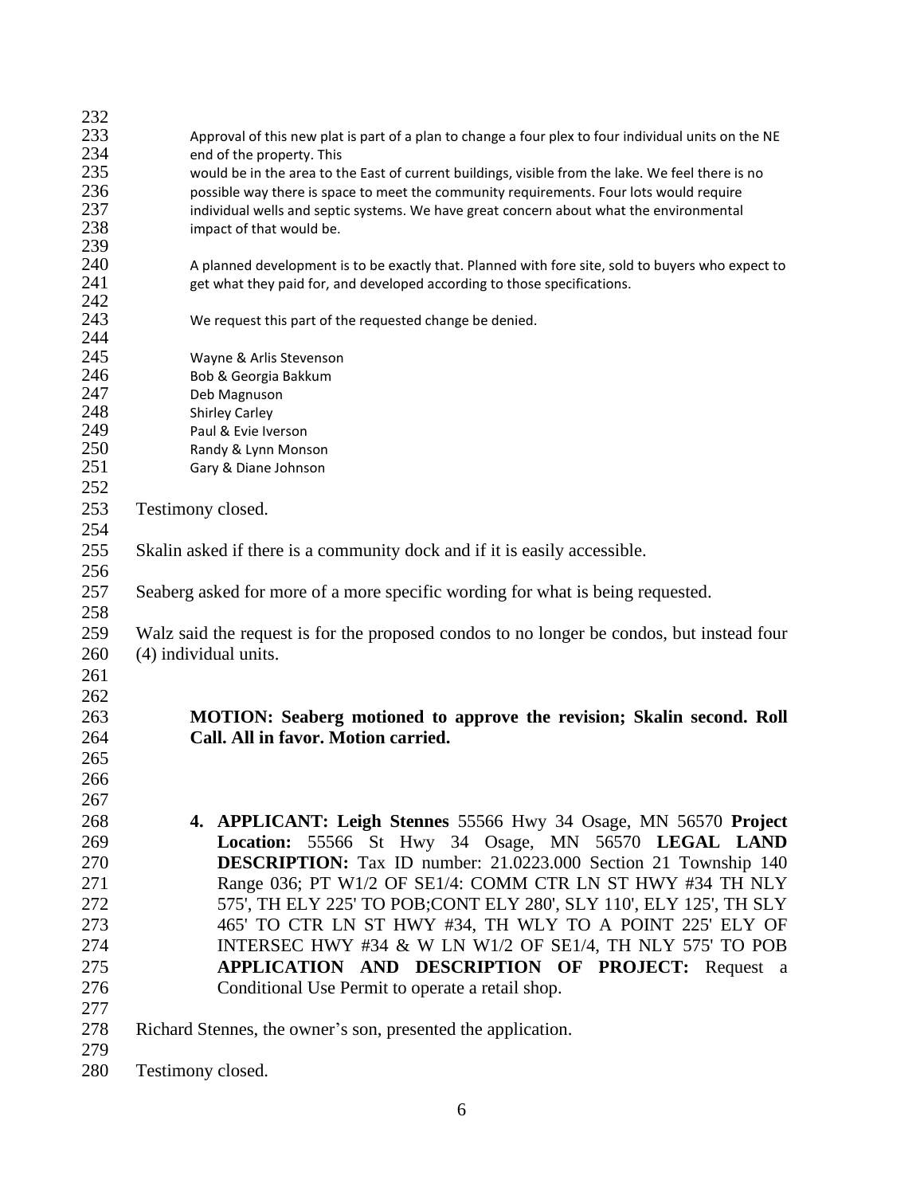Approval of this new plat is part of a plan to change a four plex to four individual units on the NE end of the property. This would be in the area to the East of current buildings, visible from the lake. We feel there is no possible way there is space to meet the community requirements. Four lots would require individual wells and septic systems. We have great concern about what the environmental impact of that would be.

A planned development is to be exactly that. Planned with fore site, sold to buyers who expect to get what they paid for, and developed according to those specifications.

We request this part of the requested change be denied.

Wayne & Arlis Stevenson
Bob & Georgia Bakkum
Deb Magnuson
Shirley Carley
Paul & Evie Iverson
Randy & Lynn Monson
Gary & Diane Johnson

Testimony closed.

Skalin asked if there is a community dock and if it is easily accessible.

Seaberg asked for more of a more specific wording for what is being requested.

Walz said the request is for the proposed condos to no longer be condos, but instead four (4) individual units.

**MOTION: Seaberg motioned to approve the revision; Skalin second. Roll Call. All in favor. Motion carried.**

4. **APPLICANT: Leigh Stennes** 55566 Hwy 34 Osage, MN 56570 **Project Location:** 55566 St Hwy 34 Osage, MN 56570 **LEGAL LAND DESCRIPTION:** Tax ID number: 21.0223.000 Section 21 Township 140 Range 036; PT W1/2 OF SE1/4: COMM CTR LN ST HWY #34 TH NLY 575', TH ELY 225' TO POB;CONT ELY 280', SLY 110', ELY 125', TH SLY 465' TO CTR LN ST HWY #34, TH WLY TO A POINT 225' ELY OF INTERSEC HWY #34 & W LN W1/2 OF SE1/4, TH NLY 575' TO POB **APPLICATION AND DESCRIPTION OF PROJECT:** Request a Conditional Use Permit to operate a retail shop.

Richard Stennes, the owner's son, presented the application.

Testimony closed.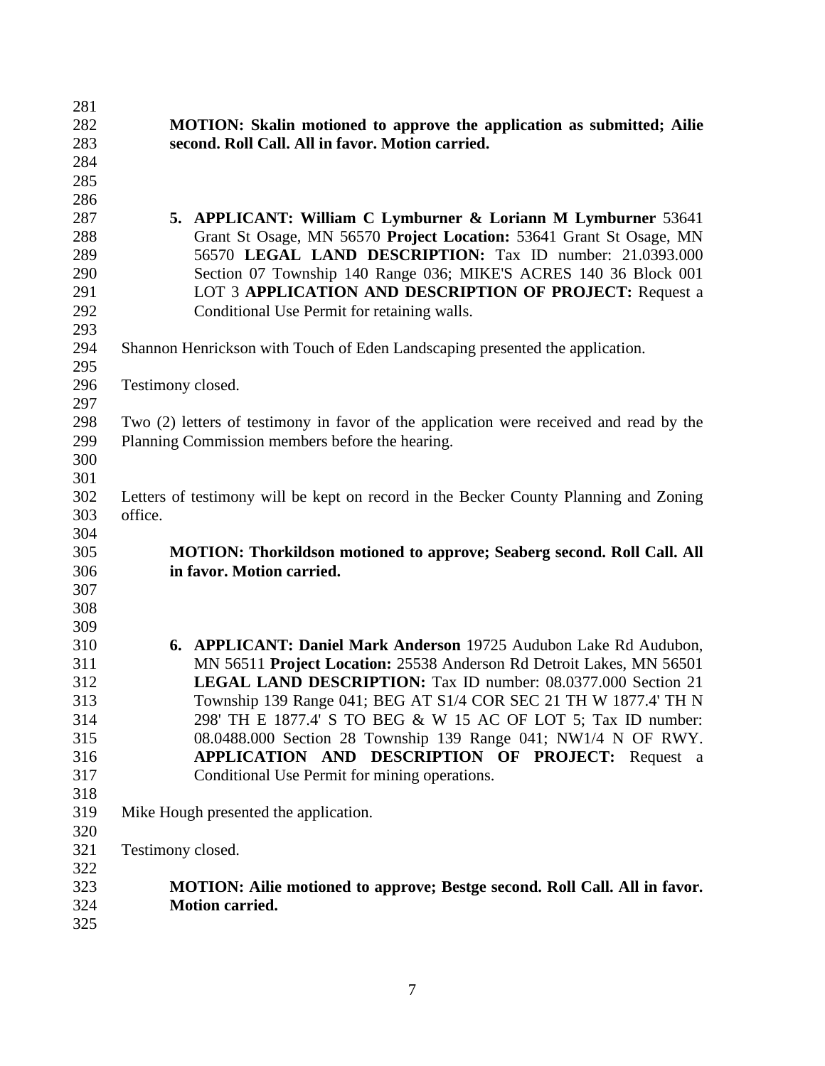**MOTION: Skalin motioned to approve the application as submitted; Ailie second. Roll Call. All in favor. Motion carried.**

5. **APPLICANT: William C Lymburner & Loriann M Lymburner** 53641 Grant St Osage, MN 56570 **Project Location:** 53641 Grant St Osage, MN 56570 **LEGAL LAND DESCRIPTION:** Tax ID number: 21.0393.000 Section 07 Township 140 Range 036; MIKE'S ACRES 140 36 Block 001 LOT 3 **APPLICATION AND DESCRIPTION OF PROJECT:** Request a Conditional Use Permit for retaining walls.

Shannon Henrickson with Touch of Eden Landscaping presented the application.

Testimony closed.

Two (2) letters of testimony in favor of the application were received and read by the Planning Commission members before the hearing.

Letters of testimony will be kept on record in the Becker County Planning and Zoning office.

**MOTION: Thorkildson motioned to approve; Seaberg second. Roll Call. All in favor. Motion carried.**

6. **APPLICANT: Daniel Mark Anderson** 19725 Audubon Lake Rd Audubon, MN 56511 **Project Location:** 25538 Anderson Rd Detroit Lakes, MN 56501 **LEGAL LAND DESCRIPTION:** Tax ID number: 08.0377.000 Section 21 Township 139 Range 041; BEG AT S1/4 COR SEC 21 TH W 1877.4' TH N 298' TH E 1877.4' S TO BEG & W 15 AC OF LOT 5; Tax ID number: 08.0488.000 Section 28 Township 139 Range 041; NW1/4 N OF RWY. **APPLICATION AND DESCRIPTION OF PROJECT:** Request a Conditional Use Permit for mining operations.

Mike Hough presented the application.

Testimony closed.

**MOTION: Ailie motioned to approve; Bestge second. Roll Call. All in favor. Motion carried.**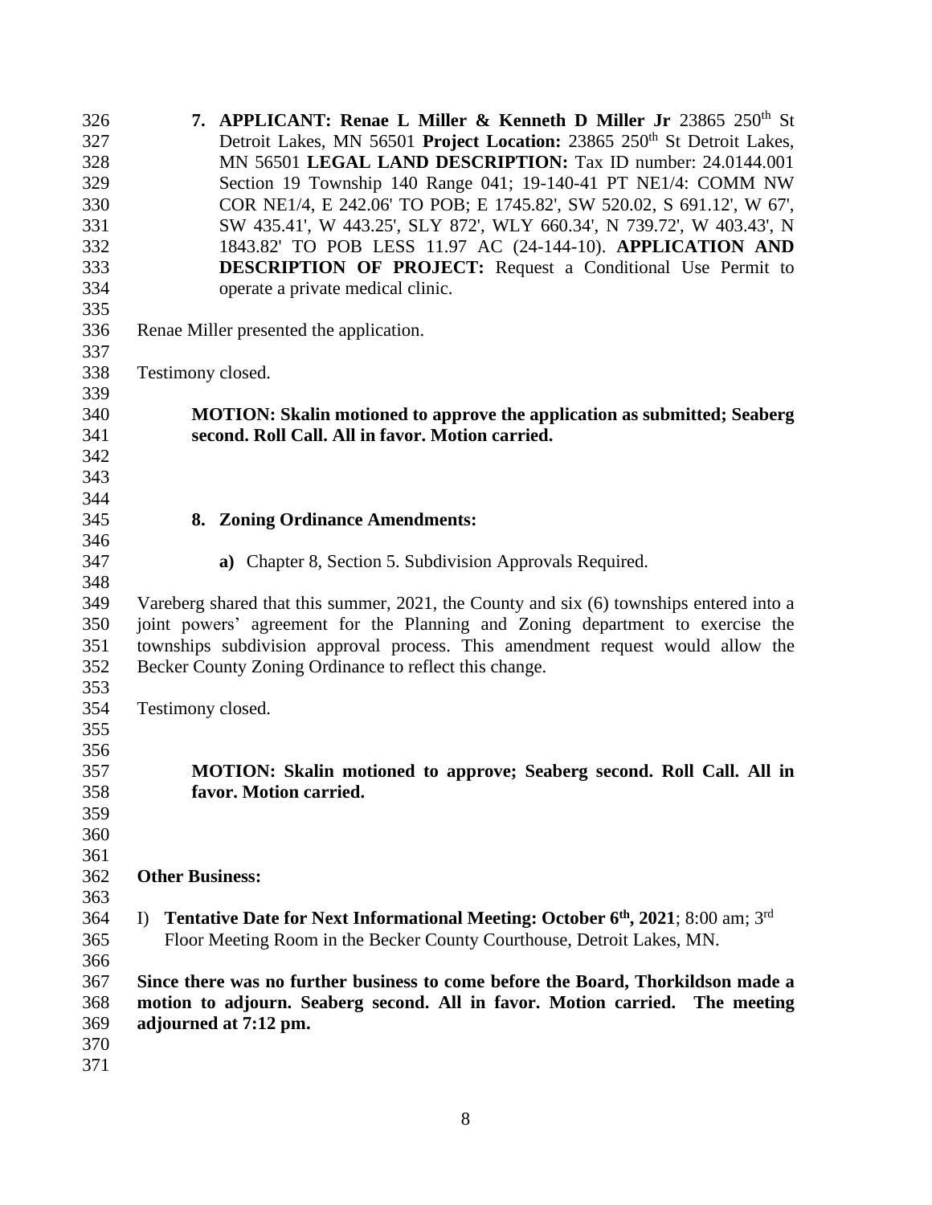7. **APPLICANT: Renae L Miller & Kenneth D Miller Jr** 23865 250th St Detroit Lakes, MN 56501 **Project Location:** 23865 250th St Detroit Lakes, MN 56501 **LEGAL LAND DESCRIPTION:** Tax ID number: 24.0144.001 Section 19 Township 140 Range 041; 19-140-41 PT NE1/4: COMM NW COR NE1/4, E 242.06' TO POB; E 1745.82', SW 520.02, S 691.12', W 67', SW 435.41', W 443.25', SLY 872', WLY 660.34', N 739.72', W 403.43', N 1843.82' TO POB LESS 11.97 AC (24-144-10). **APPLICATION AND DESCRIPTION OF PROJECT:** Request a Conditional Use Permit to operate a private medical clinic.

Renae Miller presented the application.

Testimony closed.

**MOTION: Skalin motioned to approve the application as submitted; Seaberg second. Roll Call. All in favor. Motion carried.**

8. **Zoning Ordinance Amendments:**

   **a)** Chapter 8, Section 5. Subdivision Approvals Required.

Vareberg shared that this summer, 2021, the County and six (6) townships entered into a joint powers' agreement for the Planning and Zoning department to exercise the townships subdivision approval process. This amendment request would allow the Becker County Zoning Ordinance to reflect this change.

Testimony closed.

**MOTION: Skalin motioned to approve; Seaberg second. Roll Call. All in favor. Motion carried.**

**Other Business:**

I) **Tentative Date for Next Informational Meeting: October 6th, 2021**; 8:00 am; 3rd Floor Meeting Room in the Becker County Courthouse, Detroit Lakes, MN.

**Since there was no further business to come before the Board, Thorkildson made a motion to adjourn. Seaberg second. All in favor. Motion carried. The meeting adjourned at 7:12 pm.**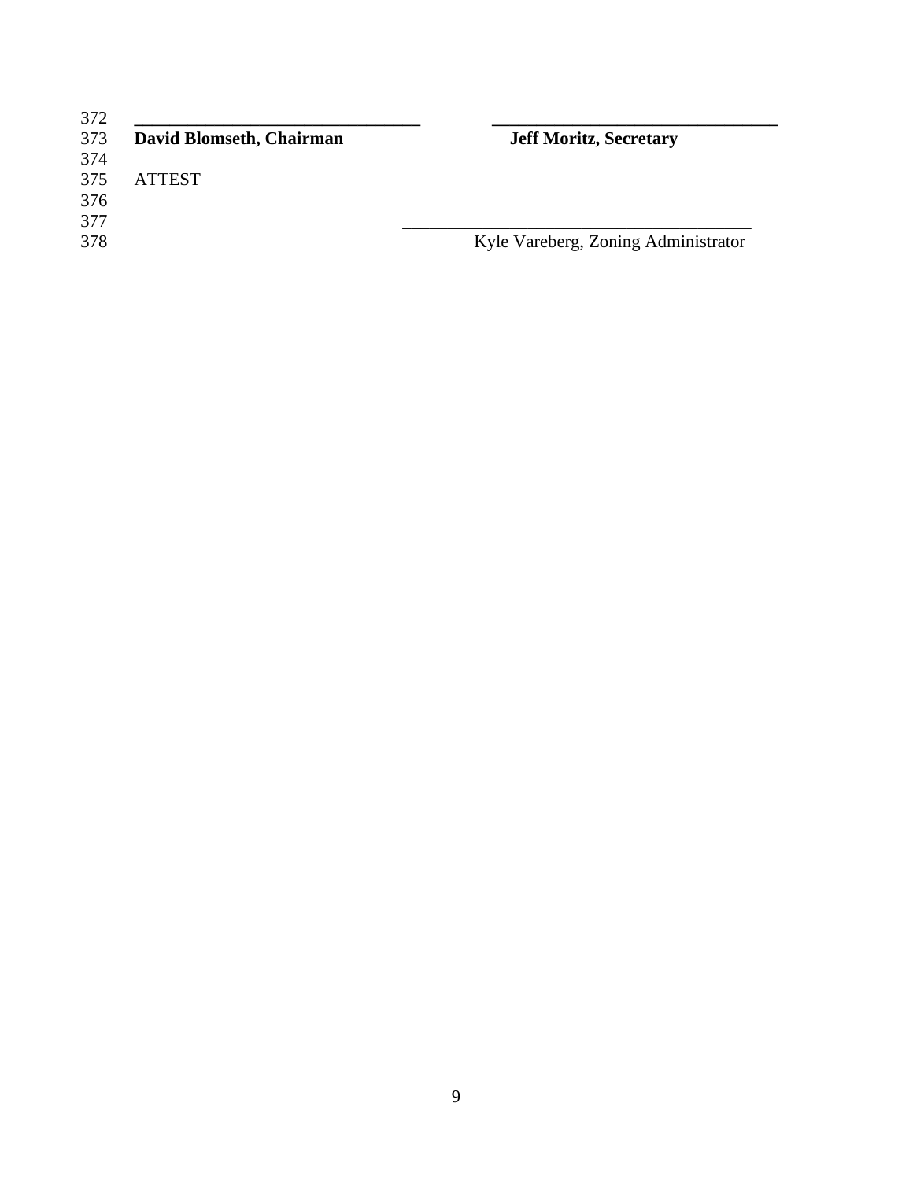372 ______________________________ ______________________________

373 **David Blomseth, Chairman** **Jeff Moritz, Secretary**

374

375 ATTEST

376

377 ____________________________________

378 Kyle Vareberg, Zoning Administrator